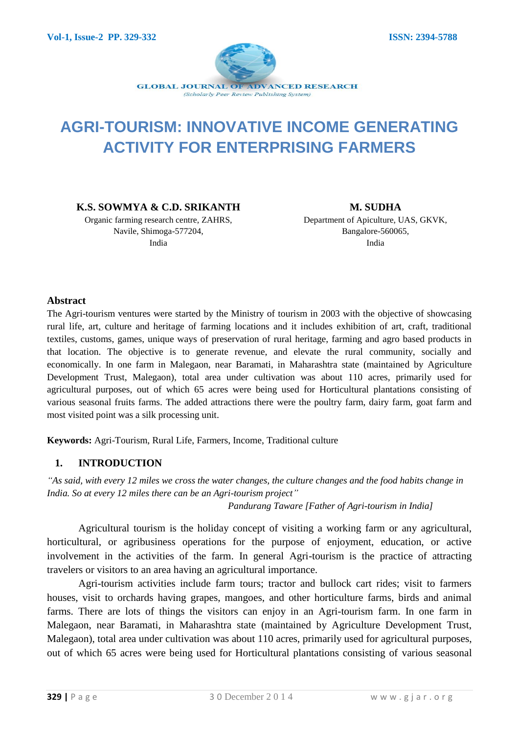# AGRI-TOURISM: INNOVATIVE INCOME GENERATING ACTIVITY FOR ENTERPRISING FARMERS

**K.S. SOWMYA & C.D. SRIKANTH**
Organic farming research centre, ZAHRS,
Navile, Shimoga-577204,
India

**M. SUDHA**
Department of Apiculture, UAS, GKVK,
Bangalore-560065,
India

## Abstract

The Agri-tourism ventures were started by the Ministry of tourism in 2003 with the objective of showcasing rural life, art, culture and heritage of farming locations and it includes exhibition of art, craft, traditional textiles, customs, games, unique ways of preservation of rural heritage, farming and agro based products in that location. The objective is to generate revenue, and elevate the rural community, socially and economically. In one farm in Malegaon, near Baramati, in Maharashtra state (maintained by Agriculture Development Trust, Malegaon), total area under cultivation was about 110 acres, primarily used for agricultural purposes, out of which 65 acres were being used for Horticultural plantations consisting of various seasonal fruits farms. The added attractions there were the poultry farm, dairy farm, goat farm and most visited point was a silk processing unit.

**Keywords:** Agri-Tourism, Rural Life, Farmers, Income, Traditional culture

## 1. INTRODUCTION

*"As said, with every 12 miles we cross the water changes, the culture changes and the food habits change in India. So at every 12 miles there can be an Agri-tourism project"*

*Pandurang Taware [Father of Agri-tourism in India]*

Agricultural tourism is the holiday concept of visiting a working farm or any agricultural, horticultural, or agribusiness operations for the purpose of enjoyment, education, or active involvement in the activities of the farm. In general Agri-tourism is the practice of attracting travelers or visitors to an area having an agricultural importance.

Agri-tourism activities include farm tours; tractor and bullock cart rides; visit to farmers houses, visit to orchards having grapes, mangoes, and other horticulture farms, birds and animal farms. There are lots of things the visitors can enjoy in an Agri-tourism farm. In one farm in Malegaon, near Baramati, in Maharashtra state (maintained by Agriculture Development Trust, Malegaon), total area under cultivation was about 110 acres, primarily used for agricultural purposes, out of which 65 acres were being used for Horticultural plantations consisting of various seasonal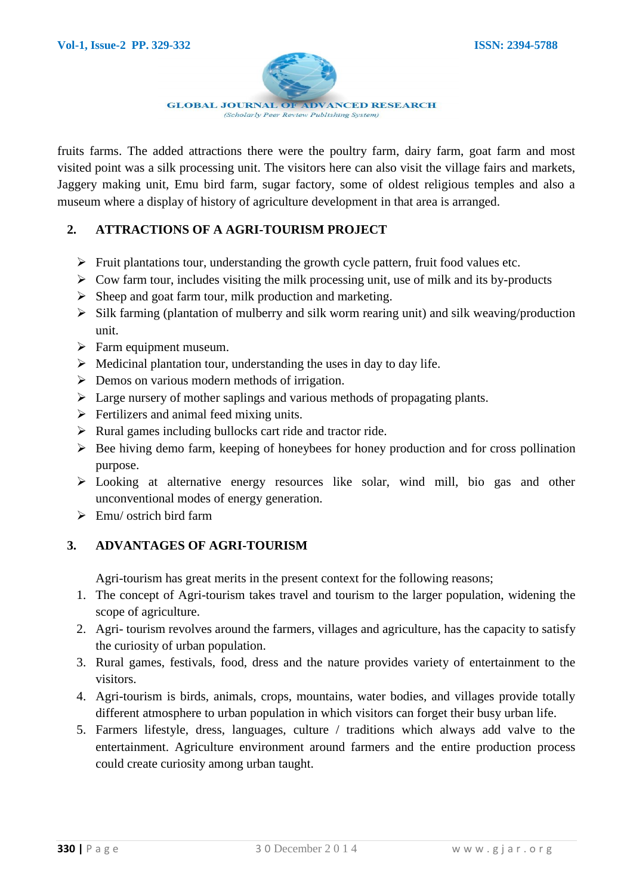fruits farms. The added attractions there were the poultry farm, dairy farm, goat farm and most visited point was a silk processing unit. The visitors here can also visit the village fairs and markets, Jaggery making unit, Emu bird farm, sugar factory, some of oldest religious temples and also a museum where a display of history of agriculture development in that area is arranged.

## 2. ATTRACTIONS OF A AGRI-TOURISM PROJECT

- Fruit plantations tour, understanding the growth cycle pattern, fruit food values etc.
- Cow farm tour, includes visiting the milk processing unit, use of milk and its by-products
- Sheep and goat farm tour, milk production and marketing.
- Silk farming (plantation of mulberry and silk worm rearing unit) and silk weaving/production unit.
- Farm equipment museum.
- Medicinal plantation tour, understanding the uses in day to day life.
- Demos on various modern methods of irrigation.
- Large nursery of mother saplings and various methods of propagating plants.
- Fertilizers and animal feed mixing units.
- Rural games including bullocks cart ride and tractor ride.
- Bee hiving demo farm, keeping of honeybees for honey production and for cross pollination purpose.
- Looking at alternative energy resources like solar, wind mill, bio gas and other unconventional modes of energy generation.
- Emu/ ostrich bird farm

## 3. ADVANTAGES OF AGRI-TOURISM

Agri-tourism has great merits in the present context for the following reasons;

1. The concept of Agri-tourism takes travel and tourism to the larger population, widening the scope of agriculture.
2. Agri- tourism revolves around the farmers, villages and agriculture, has the capacity to satisfy the curiosity of urban population.
3. Rural games, festivals, food, dress and the nature provides variety of entertainment to the visitors.
4. Agri-tourism is birds, animals, crops, mountains, water bodies, and villages provide totally different atmosphere to urban population in which visitors can forget their busy urban life.
5. Farmers lifestyle, dress, languages, culture / traditions which always add valve to the entertainment. Agriculture environment around farmers and the entire production process could create curiosity among urban taught.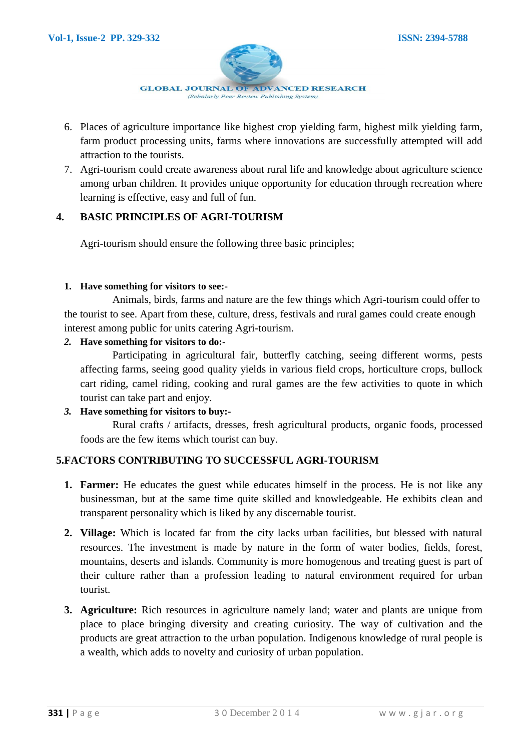6. Places of agriculture importance like highest crop yielding farm, highest milk yielding farm, farm product processing units, farms where innovations are successfully attempted will add attraction to the tourists.
7. Agri-tourism could create awareness about rural life and knowledge about agriculture science among urban children. It provides unique opportunity for education through recreation where learning is effective, easy and full of fun.

## 4. BASIC PRINCIPLES OF AGRI-TOURISM

Agri-tourism should ensure the following three basic principles;

1. **Have something for visitors to see:-**
   Animals, birds, farms and nature are the few things which Agri-tourism could offer to the tourist to see. Apart from these, culture, dress, festivals and rural games could create enough interest among public for units catering Agri-tourism.
2. ***Have something for visitors to do:-***
   Participating in agricultural fair, butterfly catching, seeing different worms, pests affecting farms, seeing good quality yields in various field crops, horticulture crops, bullock cart riding, camel riding, cooking and rural games are the few activities to quote in which tourist can take part and enjoy.
3. ***Have something for visitors to buy:-***
   Rural crafts / artifacts, dresses, fresh agricultural products, organic foods, processed foods are the few items which tourist can buy.

## 5.FACTORS CONTRIBUTING TO SUCCESSFUL AGRI-TOURISM

1. **Farmer:** He educates the guest while educates himself in the process. He is not like any businessman, but at the same time quite skilled and knowledgeable. He exhibits clean and transparent personality which is liked by any discernable tourist.
2. **Village:** Which is located far from the city lacks urban facilities, but blessed with natural resources. The investment is made by nature in the form of water bodies, fields, forest, mountains, deserts and islands. Community is more homogenous and treating guest is part of their culture rather than a profession leading to natural environment required for urban tourist.
3. **Agriculture:** Rich resources in agriculture namely land; water and plants are unique from place to place bringing diversity and creating curiosity. The way of cultivation and the products are great attraction to the urban population. Indigenous knowledge of rural people is a wealth, which adds to novelty and curiosity of urban population.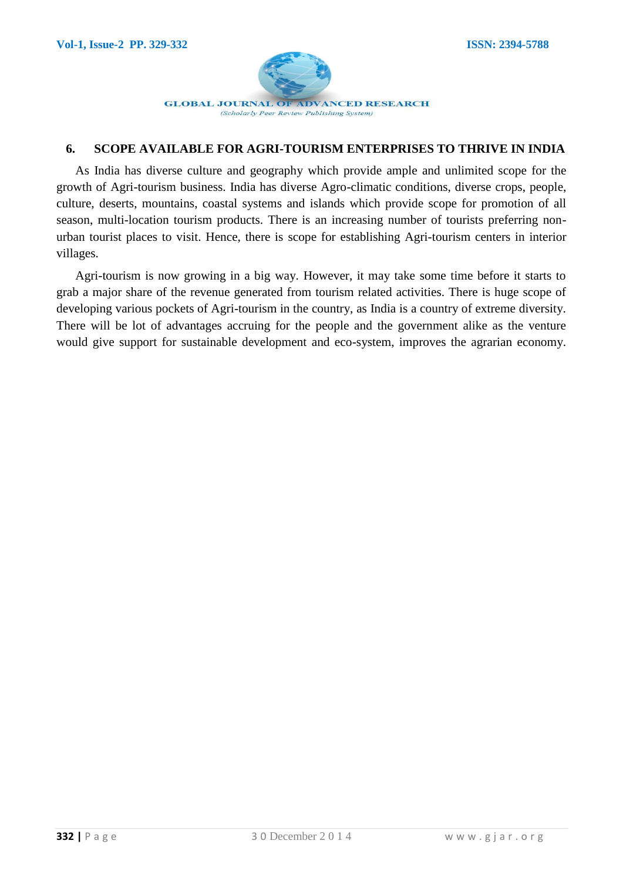## 6. SCOPE AVAILABLE FOR AGRI-TOURISM ENTERPRISES TO THRIVE IN INDIA

As India has diverse culture and geography which provide ample and unlimited scope for the growth of Agri-tourism business. India has diverse Agro-climatic conditions, diverse crops, people, culture, deserts, mountains, coastal systems and islands which provide scope for promotion of all season, multi-location tourism products. There is an increasing number of tourists preferring non-urban tourist places to visit. Hence, there is scope for establishing Agri-tourism centers in interior villages.

Agri-tourism is now growing in a big way. However, it may take some time before it starts to grab a major share of the revenue generated from tourism related activities. There is huge scope of developing various pockets of Agri-tourism in the country, as India is a country of extreme diversity. There will be lot of advantages accruing for the people and the government alike as the venture would give support for sustainable development and eco-system, improves the agrarian economy.